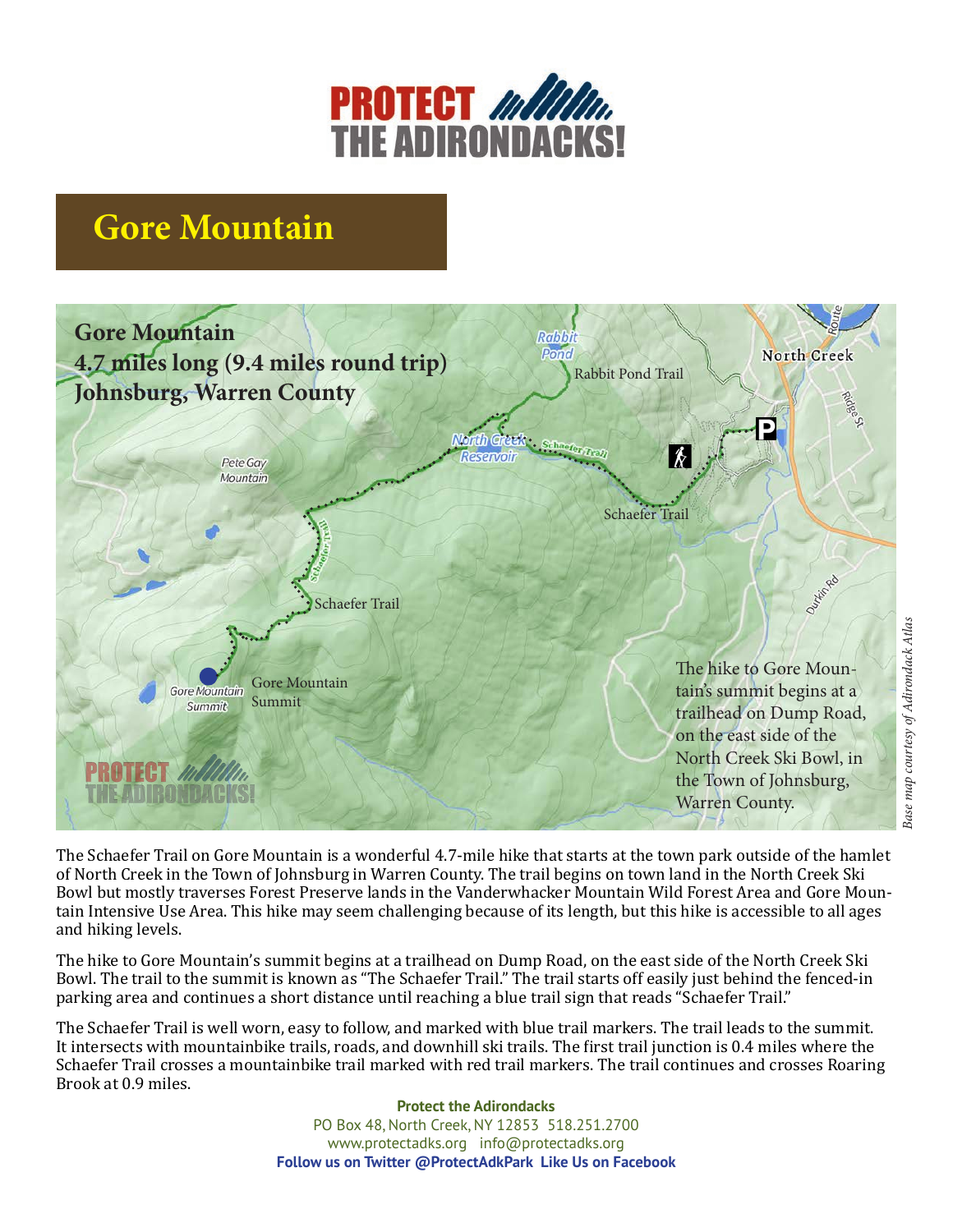# PROTECT THE ADIRONDACKS!

## Gore Mountain

**Gore Mountain**
**4.7 miles long (9.4 miles round trip)**
**Johnsburg, Warren County**

The hike to Gore Mountain's summit begins at a trailhead on Dump Road, on the east side of the North Creek Ski Bowl, in the Town of Johnsburg, Warren County.

*Base map courtesy of Adirondack Atlas*

The Schaefer Trail on Gore Mountain is a wonderful 4.7-mile hike that starts at the town park outside of the hamlet of North Creek in the Town of Johnsburg in Warren County. The trail begins on town land in the North Creek Ski Bowl but mostly traverses Forest Preserve lands in the Vanderwhacker Mountain Wild Forest Area and Gore Mountain Intensive Use Area. This hike may seem challenging because of its length, but this hike is accessible to all ages and hiking levels.

The hike to Gore Mountain's summit begins at a trailhead on Dump Road, on the east side of the North Creek Ski Bowl. The trail to the summit is known as "The Schaefer Trail." The trail starts off easily just behind the fenced-in parking area and continues a short distance until reaching a blue trail sign that reads "Schaefer Trail."

The Schaefer Trail is well worn, easy to follow, and marked with blue trail markers. The trail leads to the summit. It intersects with mountainbike trails, roads, and downhill ski trails. The first trail junction is 0.4 miles where the Schaefer Trail crosses a mountainbike trail marked with red trail markers. The trail continues and crosses Roaring Brook at 0.9 miles.

**Protect the Adirondacks**
PO Box 48, North Creek, NY 12853 518.251.2700
www.protectadks.org info@protectadks.org
**Follow us on Twitter @ProtectAdkPark Like Us on Facebook**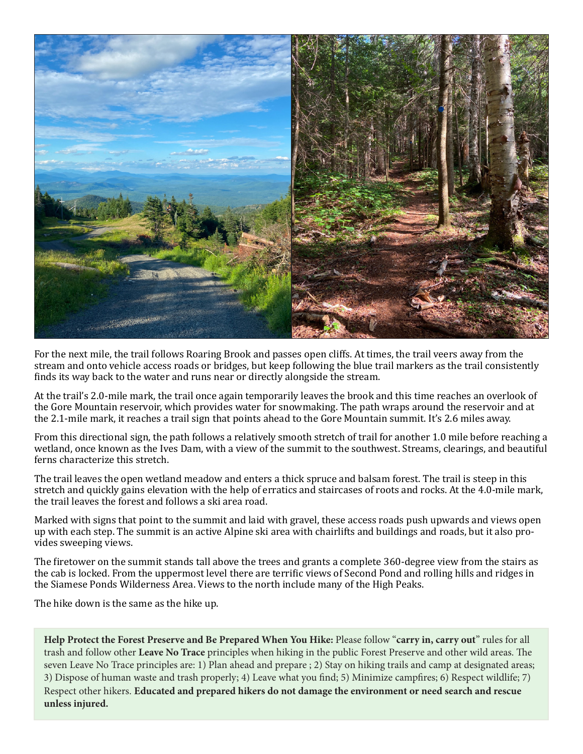For the next mile, the trail follows Roaring Brook and passes open cliffs. At times, the trail veers away from the stream and onto vehicle access roads or bridges, but keep following the blue trail markers as the trail consistently finds its way back to the water and runs near or directly alongside the stream.

At the trail's 2.0-mile mark, the trail once again temporarily leaves the brook and this time reaches an overlook of the Gore Mountain reservoir, which provides water for snowmaking. The path wraps around the reservoir and at the 2.1-mile mark, it reaches a trail sign that points ahead to the Gore Mountain summit. It's 2.6 miles away.

From this directional sign, the path follows a relatively smooth stretch of trail for another 1.0 mile before reaching a wetland, once known as the Ives Dam, with a view of the summit to the southwest. Streams, clearings, and beautiful ferns characterize this stretch.

The trail leaves the open wetland meadow and enters a thick spruce and balsam forest. The trail is steep in this stretch and quickly gains elevation with the help of erratics and staircases of roots and rocks. At the 4.0-mile mark, the trail leaves the forest and follows a ski area road.

Marked with signs that point to the summit and laid with gravel, these access roads push upwards and views open up with each step. The summit is an active Alpine ski area with chairlifts and buildings and roads, but it also provides sweeping views.

The firetower on the summit stands tall above the trees and grants a complete 360-degree view from the stairs as the cab is locked. From the uppermost level there are terrific views of Second Pond and rolling hills and ridges in the Siamese Ponds Wilderness Area. Views to the north include many of the High Peaks.

The hike down is the same as the hike up.

**Help Protect the Forest Preserve and Be Prepared When You Hike:** Please follow "**carry in, carry out**" rules for all trash and follow other **Leave No Trace** principles when hiking in the public Forest Preserve and other wild areas. The seven Leave No Trace principles are: 1) Plan ahead and prepare ; 2) Stay on hiking trails and camp at designated areas; 3) Dispose of human waste and trash properly; 4) Leave what you find; 5) Minimize campfires; 6) Respect wildlife; 7) Respect other hikers. **Educated and prepared hikers do not damage the environment or need search and rescue unless injured.**